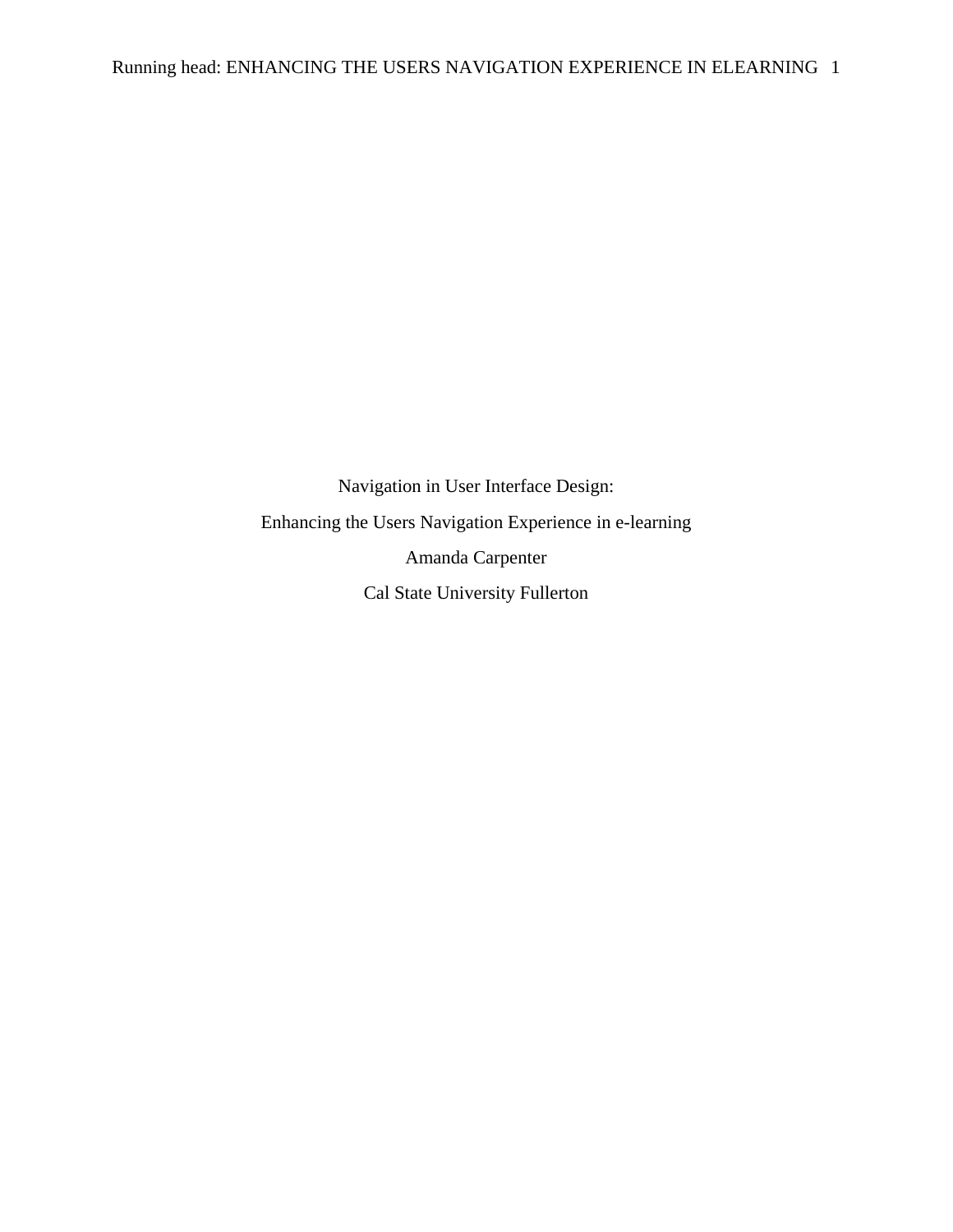Navigation in User Interface Design:

Enhancing the Users Navigation Experience in e-learning

Amanda Carpenter

Cal State University Fullerton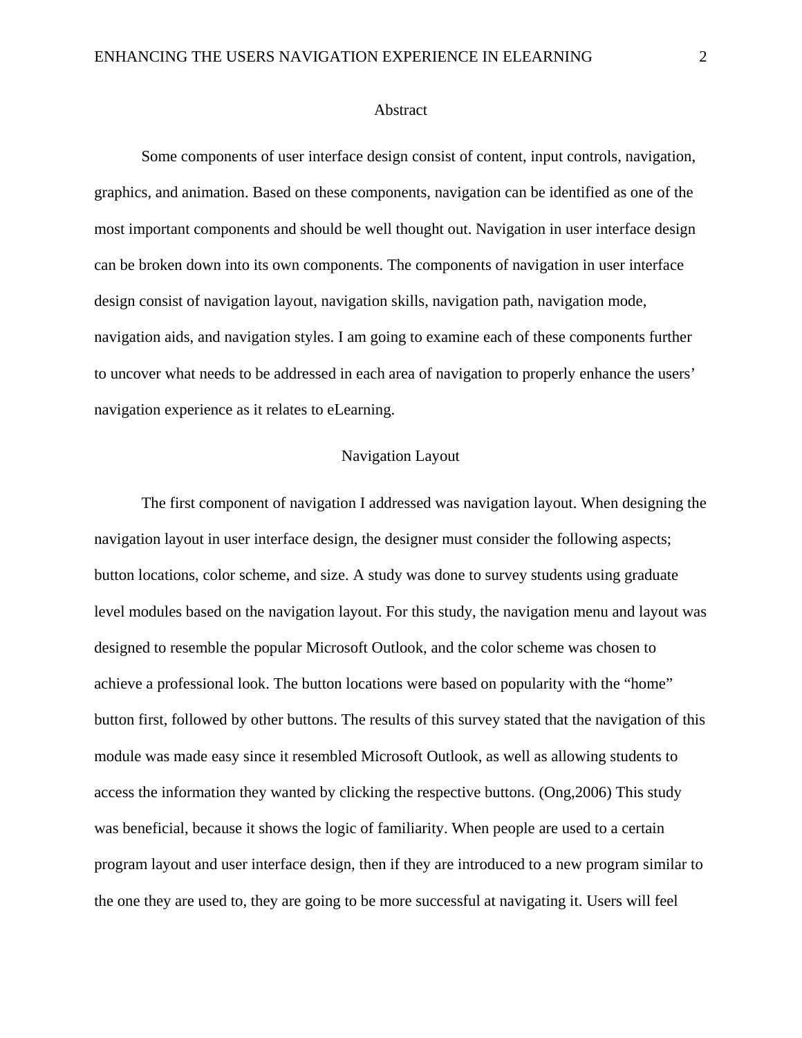## Abstract

Some components of user interface design consist of content, input controls, navigation, graphics, and animation. Based on these components, navigation can be identified as one of the most important components and should be well thought out. Navigation in user interface design can be broken down into its own components. The components of navigation in user interface design consist of navigation layout, navigation skills, navigation path, navigation mode, navigation aids, and navigation styles. I am going to examine each of these components further to uncover what needs to be addressed in each area of navigation to properly enhance the users' navigation experience as it relates to eLearning.

## Navigation Layout

The first component of navigation I addressed was navigation layout. When designing the navigation layout in user interface design, the designer must consider the following aspects; button locations, color scheme, and size. A study was done to survey students using graduate level modules based on the navigation layout. For this study, the navigation menu and layout was designed to resemble the popular Microsoft Outlook, and the color scheme was chosen to achieve a professional look. The button locations were based on popularity with the "home" button first, followed by other buttons. The results of this survey stated that the navigation of this module was made easy since it resembled Microsoft Outlook, as well as allowing students to access the information they wanted by clicking the respective buttons. (Ong,2006) This study was beneficial, because it shows the logic of familiarity. When people are used to a certain program layout and user interface design, then if they are introduced to a new program similar to the one they are used to, they are going to be more successful at navigating it. Users will feel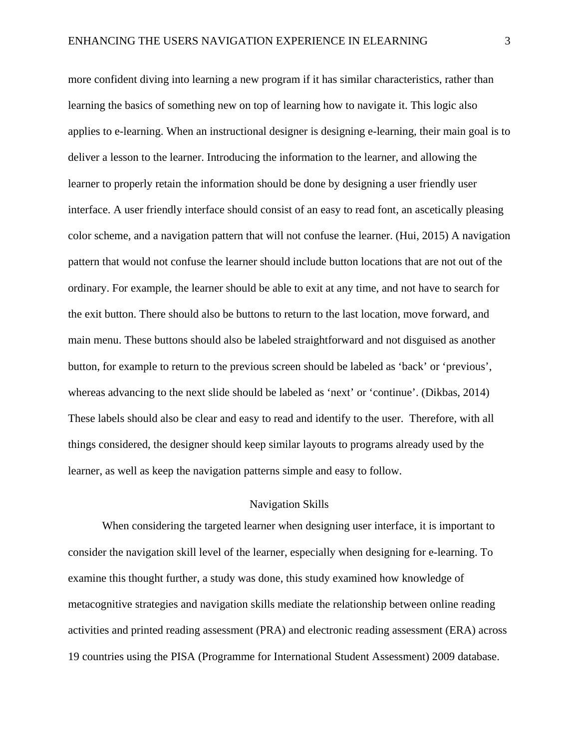more confident diving into learning a new program if it has similar characteristics, rather than learning the basics of something new on top of learning how to navigate it. This logic also applies to e-learning. When an instructional designer is designing e-learning, their main goal is to deliver a lesson to the learner. Introducing the information to the learner, and allowing the learner to properly retain the information should be done by designing a user friendly user interface. A user friendly interface should consist of an easy to read font, an ascetically pleasing color scheme, and a navigation pattern that will not confuse the learner. (Hui, 2015) A navigation pattern that would not confuse the learner should include button locations that are not out of the ordinary. For example, the learner should be able to exit at any time, and not have to search for the exit button. There should also be buttons to return to the last location, move forward, and main menu. These buttons should also be labeled straightforward and not disguised as another button, for example to return to the previous screen should be labeled as 'back' or 'previous', whereas advancing to the next slide should be labeled as 'next' or 'continue'. (Dikbas, 2014) These labels should also be clear and easy to read and identify to the user. Therefore, with all things considered, the designer should keep similar layouts to programs already used by the learner, as well as keep the navigation patterns simple and easy to follow.

## Navigation Skills

When considering the targeted learner when designing user interface, it is important to consider the navigation skill level of the learner, especially when designing for e-learning. To examine this thought further, a study was done, this study examined how knowledge of metacognitive strategies and navigation skills mediate the relationship between online reading activities and printed reading assessment (PRA) and electronic reading assessment (ERA) across 19 countries using the PISA (Programme for International Student Assessment) 2009 database.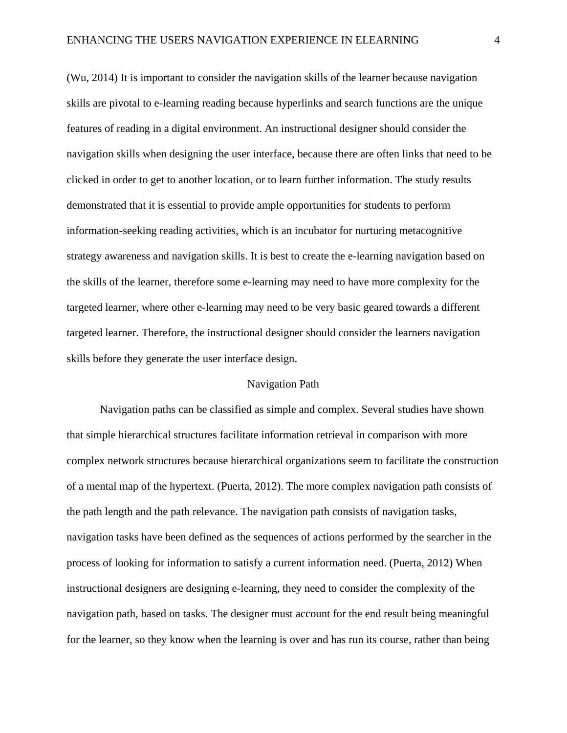(Wu, 2014) It is important to consider the navigation skills of the learner because navigation skills are pivotal to e-learning reading because hyperlinks and search functions are the unique features of reading in a digital environment. An instructional designer should consider the navigation skills when designing the user interface, because there are often links that need to be clicked in order to get to another location, or to learn further information. The study results demonstrated that it is essential to provide ample opportunities for students to perform information-seeking reading activities, which is an incubator for nurturing metacognitive strategy awareness and navigation skills. It is best to create the e-learning navigation based on the skills of the learner, therefore some e-learning may need to have more complexity for the targeted learner, where other e-learning may need to be very basic geared towards a different targeted learner. Therefore, the instructional designer should consider the learners navigation skills before they generate the user interface design.

## Navigation Path

Navigation paths can be classified as simple and complex. Several studies have shown that simple hierarchical structures facilitate information retrieval in comparison with more complex network structures because hierarchical organizations seem to facilitate the construction of a mental map of the hypertext. (Puerta, 2012). The more complex navigation path consists of the path length and the path relevance. The navigation path consists of navigation tasks, navigation tasks have been defined as the sequences of actions performed by the searcher in the process of looking for information to satisfy a current information need. (Puerta, 2012) When instructional designers are designing e-learning, they need to consider the complexity of the navigation path, based on tasks. The designer must account for the end result being meaningful for the learner, so they know when the learning is over and has run its course, rather than being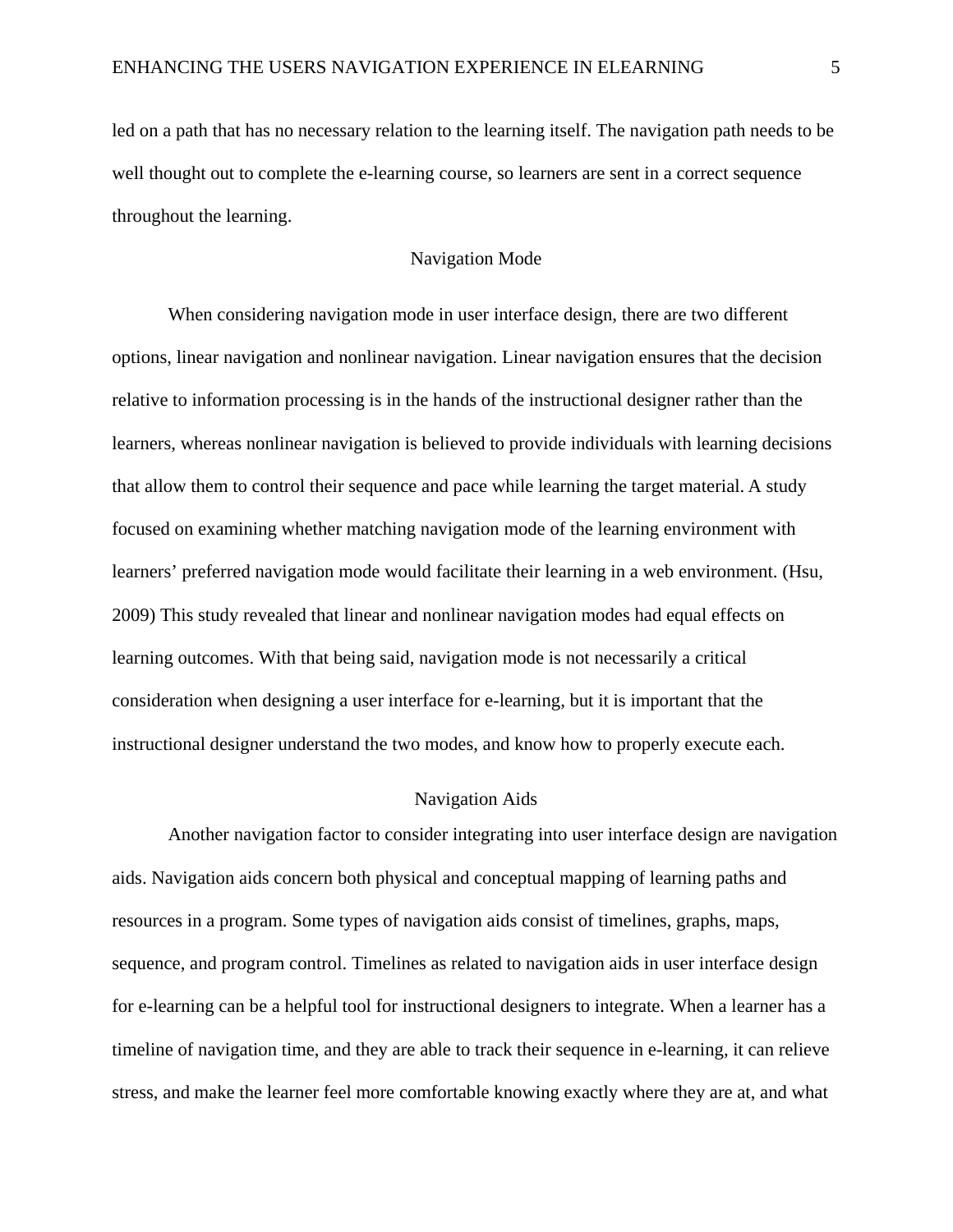led on a path that has no necessary relation to the learning itself. The navigation path needs to be well thought out to complete the e-learning course, so learners are sent in a correct sequence throughout the learning.

## Navigation Mode

When considering navigation mode in user interface design, there are two different options, linear navigation and nonlinear navigation. Linear navigation ensures that the decision relative to information processing is in the hands of the instructional designer rather than the learners, whereas nonlinear navigation is believed to provide individuals with learning decisions that allow them to control their sequence and pace while learning the target material. A study focused on examining whether matching navigation mode of the learning environment with learners' preferred navigation mode would facilitate their learning in a web environment. (Hsu, 2009) This study revealed that linear and nonlinear navigation modes had equal effects on learning outcomes. With that being said, navigation mode is not necessarily a critical consideration when designing a user interface for e-learning, but it is important that the instructional designer understand the two modes, and know how to properly execute each.

## Navigation Aids

Another navigation factor to consider integrating into user interface design are navigation aids. Navigation aids concern both physical and conceptual mapping of learning paths and resources in a program. Some types of navigation aids consist of timelines, graphs, maps, sequence, and program control. Timelines as related to navigation aids in user interface design for e-learning can be a helpful tool for instructional designers to integrate. When a learner has a timeline of navigation time, and they are able to track their sequence in e-learning, it can relieve stress, and make the learner feel more comfortable knowing exactly where they are at, and what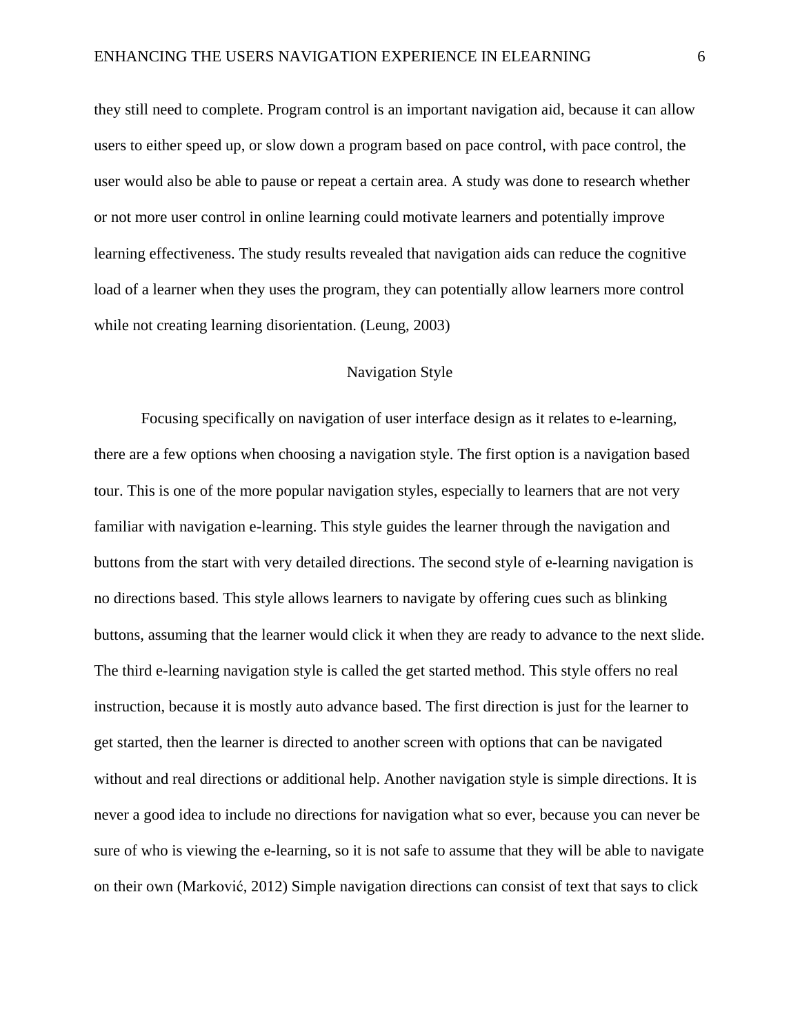they still need to complete. Program control is an important navigation aid, because it can allow users to either speed up, or slow down a program based on pace control, with pace control, the user would also be able to pause or repeat a certain area. A study was done to research whether or not more user control in online learning could motivate learners and potentially improve learning effectiveness. The study results revealed that navigation aids can reduce the cognitive load of a learner when they uses the program, they can potentially allow learners more control while not creating learning disorientation. (Leung, 2003)

## Navigation Style

Focusing specifically on navigation of user interface design as it relates to e-learning, there are a few options when choosing a navigation style. The first option is a navigation based tour. This is one of the more popular navigation styles, especially to learners that are not very familiar with navigation e-learning. This style guides the learner through the navigation and buttons from the start with very detailed directions. The second style of e-learning navigation is no directions based. This style allows learners to navigate by offering cues such as blinking buttons, assuming that the learner would click it when they are ready to advance to the next slide. The third e-learning navigation style is called the get started method. This style offers no real instruction, because it is mostly auto advance based. The first direction is just for the learner to get started, then the learner is directed to another screen with options that can be navigated without and real directions or additional help. Another navigation style is simple directions. It is never a good idea to include no directions for navigation what so ever, because you can never be sure of who is viewing the e-learning, so it is not safe to assume that they will be able to navigate on their own (Marković, 2012) Simple navigation directions can consist of text that says to click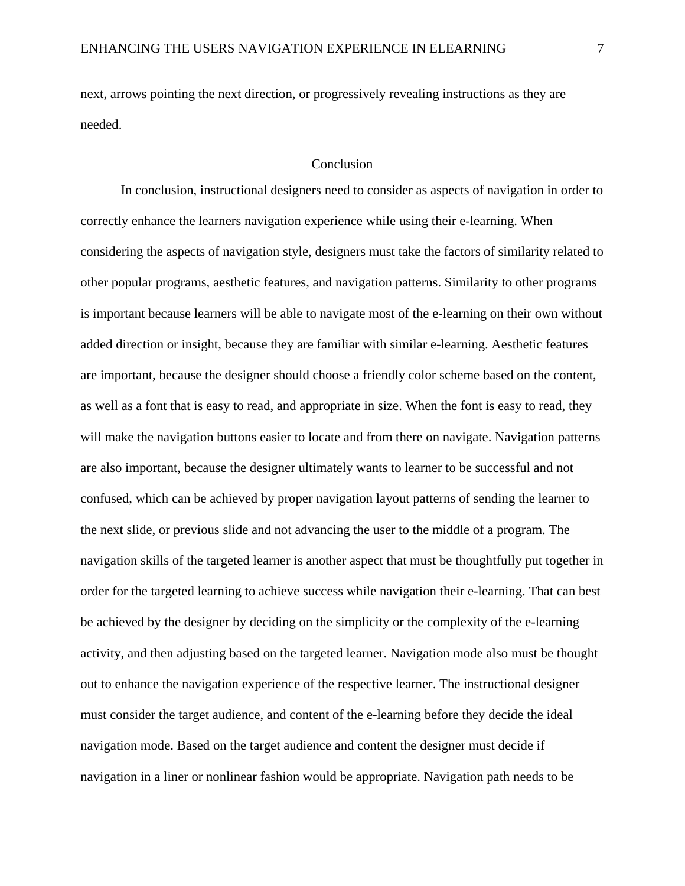next, arrows pointing the next direction, or progressively revealing instructions as they are needed.

## Conclusion

In conclusion, instructional designers need to consider as aspects of navigation in order to correctly enhance the learners navigation experience while using their e-learning. When considering the aspects of navigation style, designers must take the factors of similarity related to other popular programs, aesthetic features, and navigation patterns. Similarity to other programs is important because learners will be able to navigate most of the e-learning on their own without added direction or insight, because they are familiar with similar e-learning. Aesthetic features are important, because the designer should choose a friendly color scheme based on the content, as well as a font that is easy to read, and appropriate in size. When the font is easy to read, they will make the navigation buttons easier to locate and from there on navigate. Navigation patterns are also important, because the designer ultimately wants to learner to be successful and not confused, which can be achieved by proper navigation layout patterns of sending the learner to the next slide, or previous slide and not advancing the user to the middle of a program. The navigation skills of the targeted learner is another aspect that must be thoughtfully put together in order for the targeted learning to achieve success while navigation their e-learning. That can best be achieved by the designer by deciding on the simplicity or the complexity of the e-learning activity, and then adjusting based on the targeted learner. Navigation mode also must be thought out to enhance the navigation experience of the respective learner. The instructional designer must consider the target audience, and content of the e-learning before they decide the ideal navigation mode. Based on the target audience and content the designer must decide if navigation in a liner or nonlinear fashion would be appropriate. Navigation path needs to be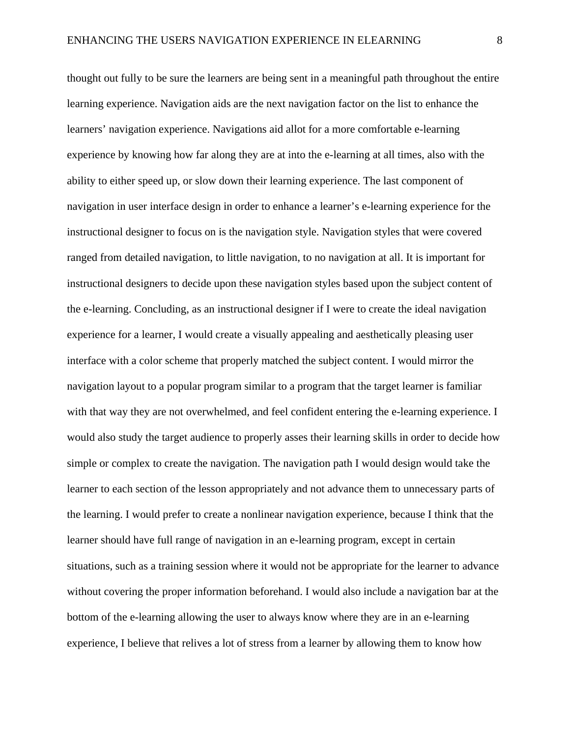thought out fully to be sure the learners are being sent in a meaningful path throughout the entire learning experience. Navigation aids are the next navigation factor on the list to enhance the learners' navigation experience. Navigations aid allot for a more comfortable e-learning experience by knowing how far along they are at into the e-learning at all times, also with the ability to either speed up, or slow down their learning experience. The last component of navigation in user interface design in order to enhance a learner's e-learning experience for the instructional designer to focus on is the navigation style. Navigation styles that were covered ranged from detailed navigation, to little navigation, to no navigation at all. It is important for instructional designers to decide upon these navigation styles based upon the subject content of the e-learning. Concluding, as an instructional designer if I were to create the ideal navigation experience for a learner, I would create a visually appealing and aesthetically pleasing user interface with a color scheme that properly matched the subject content. I would mirror the navigation layout to a popular program similar to a program that the target learner is familiar with that way they are not overwhelmed, and feel confident entering the e-learning experience. I would also study the target audience to properly asses their learning skills in order to decide how simple or complex to create the navigation. The navigation path I would design would take the learner to each section of the lesson appropriately and not advance them to unnecessary parts of the learning. I would prefer to create a nonlinear navigation experience, because I think that the learner should have full range of navigation in an e-learning program, except in certain situations, such as a training session where it would not be appropriate for the learner to advance without covering the proper information beforehand. I would also include a navigation bar at the bottom of the e-learning allowing the user to always know where they are in an e-learning experience, I believe that relives a lot of stress from a learner by allowing them to know how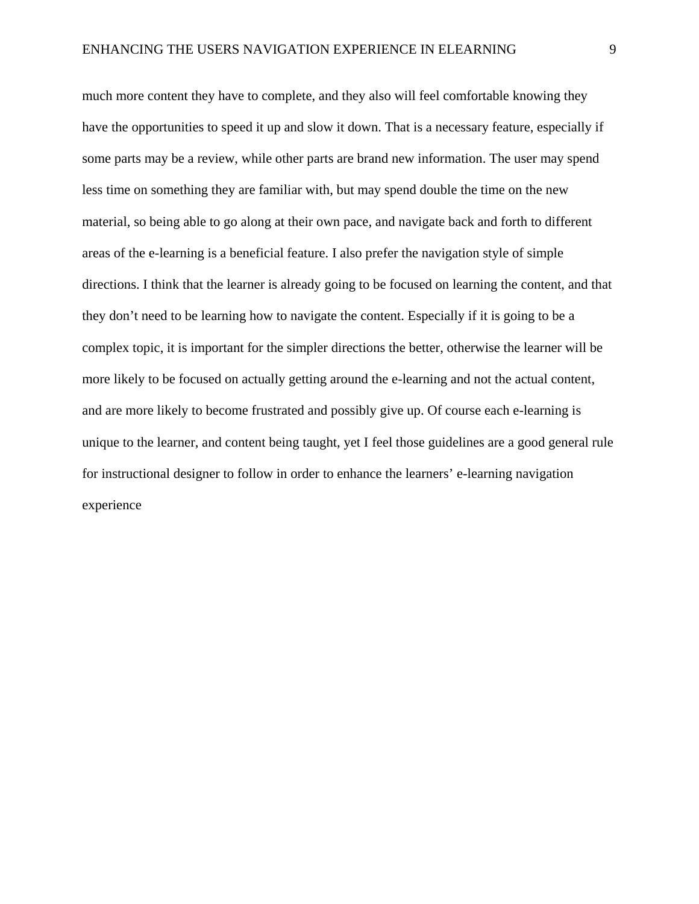much more content they have to complete, and they also will feel comfortable knowing they have the opportunities to speed it up and slow it down. That is a necessary feature, especially if some parts may be a review, while other parts are brand new information. The user may spend less time on something they are familiar with, but may spend double the time on the new material, so being able to go along at their own pace, and navigate back and forth to different areas of the e-learning is a beneficial feature. I also prefer the navigation style of simple directions. I think that the learner is already going to be focused on learning the content, and that they don't need to be learning how to navigate the content. Especially if it is going to be a complex topic, it is important for the simpler directions the better, otherwise the learner will be more likely to be focused on actually getting around the e-learning and not the actual content, and are more likely to become frustrated and possibly give up. Of course each e-learning is unique to the learner, and content being taught, yet I feel those guidelines are a good general rule for instructional designer to follow in order to enhance the learners' e-learning navigation experience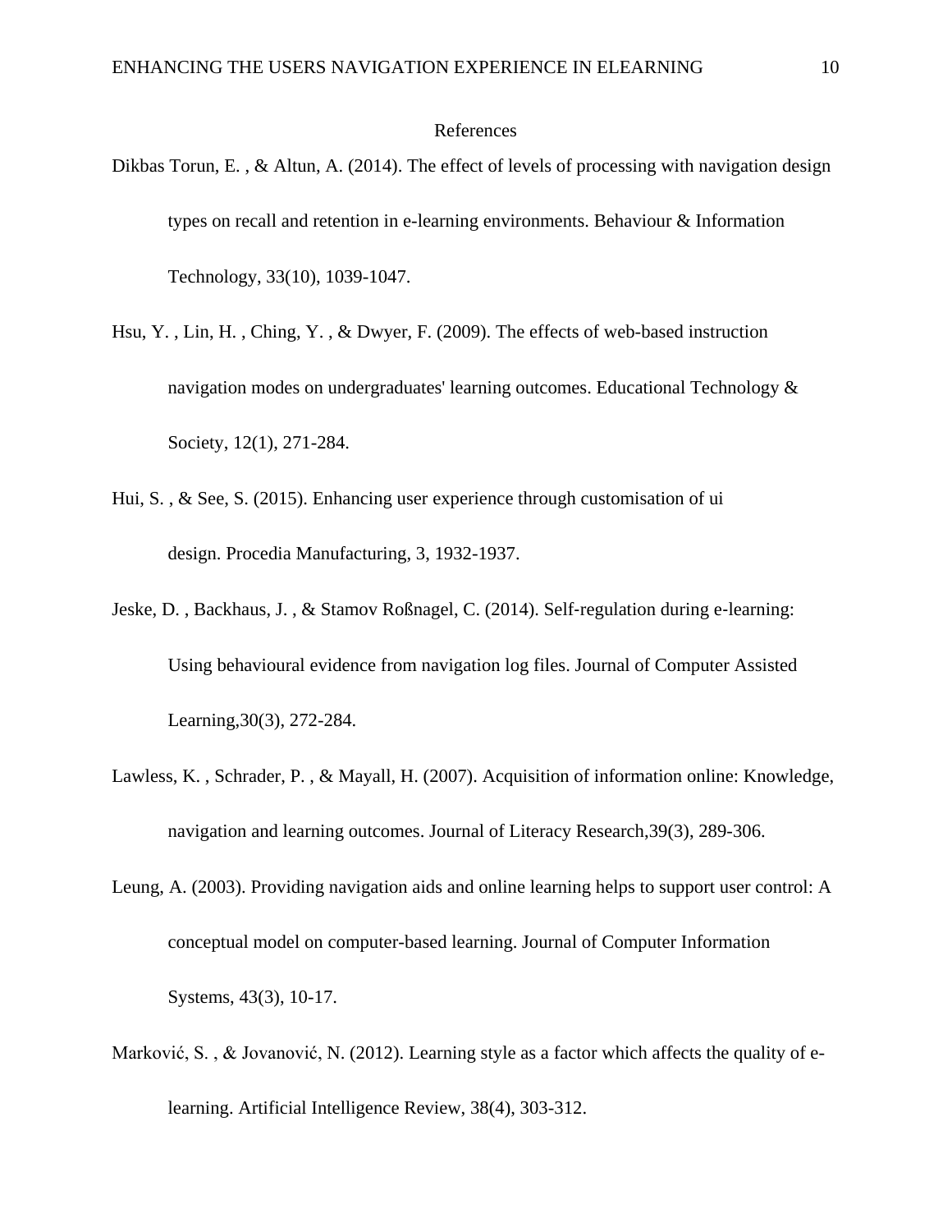# References

Dikbas Torun, E. , & Altun, A. (2014). The effect of levels of processing with navigation design types on recall and retention in e-learning environments. Behaviour & Information Technology, 33(10), 1039-1047.

Hsu, Y. , Lin, H. , Ching, Y. , & Dwyer, F. (2009). The effects of web-based instruction navigation modes on undergraduates' learning outcomes. Educational Technology & Society, 12(1), 271-284.

Hui, S. , & See, S. (2015). Enhancing user experience through customisation of ui design. Procedia Manufacturing, 3, 1932-1937.

Jeske, D. , Backhaus, J. , & Stamov Roßnagel, C. (2014). Self-regulation during e-learning: Using behavioural evidence from navigation log files. Journal of Computer Assisted Learning,30(3), 272-284.

Lawless, K. , Schrader, P. , & Mayall, H. (2007). Acquisition of information online: Knowledge, navigation and learning outcomes. Journal of Literacy Research,39(3), 289-306.

Leung, A. (2003). Providing navigation aids and online learning helps to support user control: A conceptual model on computer-based learning. Journal of Computer Information Systems, 43(3), 10-17.

Marković, S. , & Jovanović, N. (2012). Learning style as a factor which affects the quality of e-learning. Artificial Intelligence Review, 38(4), 303-312.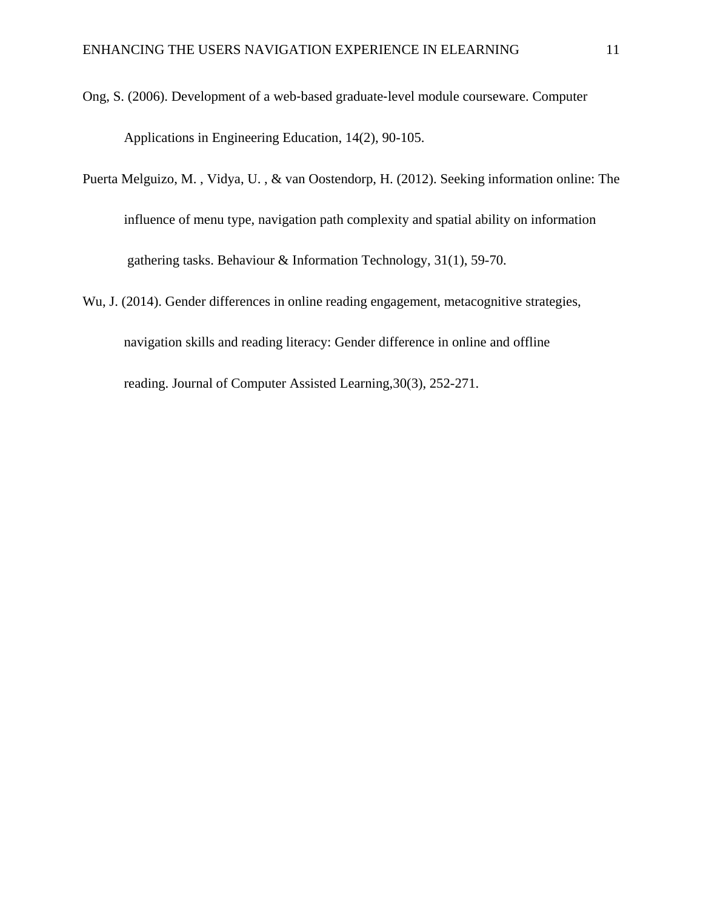Ong, S. (2006). Development of a web-based graduate-level module courseware. Computer Applications in Engineering Education, 14(2), 90-105.

Puerta Melguizo, M. , Vidya, U. , & van Oostendorp, H. (2012). Seeking information online: The influence of menu type, navigation path complexity and spatial ability on information gathering tasks. Behaviour & Information Technology, 31(1), 59-70.

Wu, J. (2014). Gender differences in online reading engagement, metacognitive strategies, navigation skills and reading literacy: Gender difference in online and offline reading. Journal of Computer Assisted Learning,30(3), 252-271.